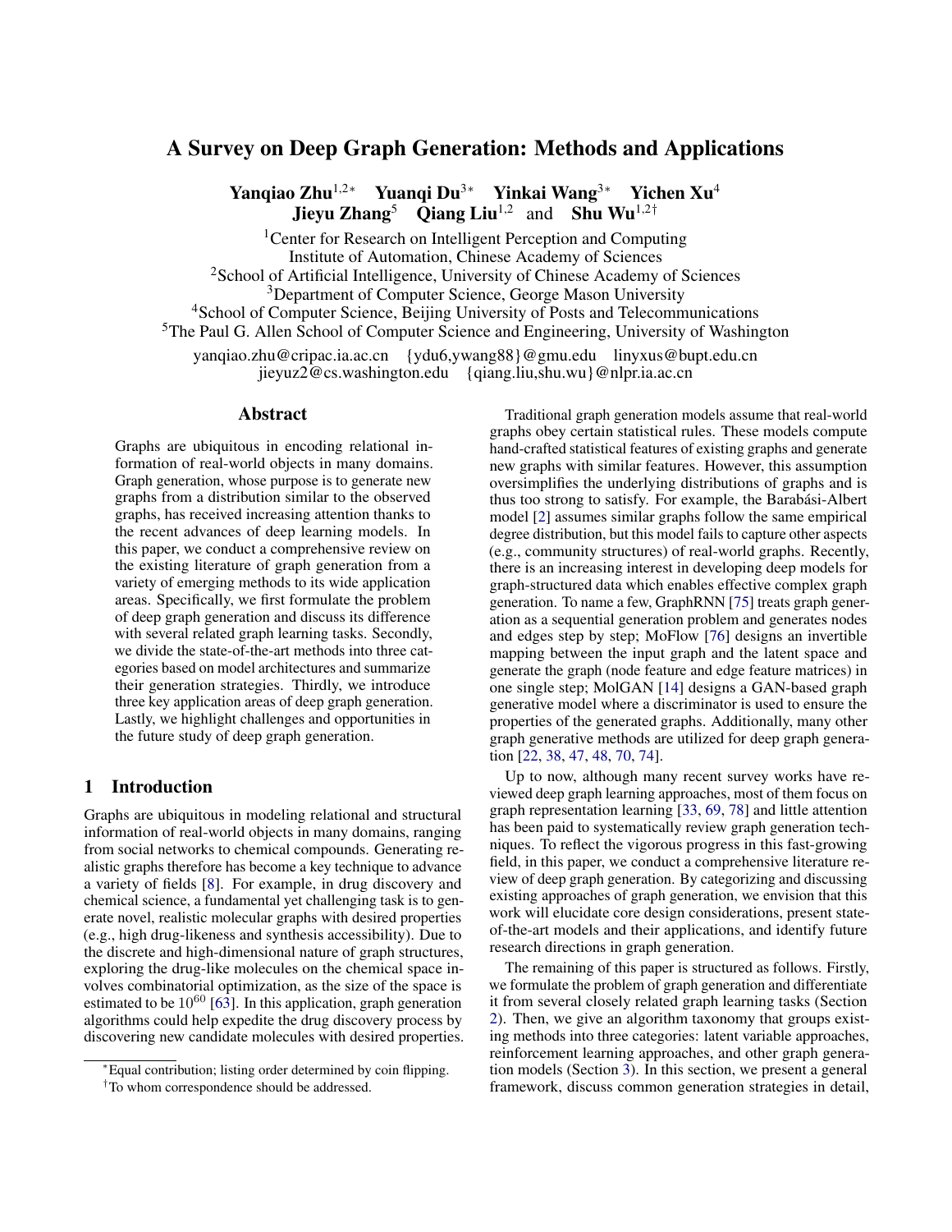# A Survey on Deep Graph Generation: Methods and Applications

**Yanqiao Zhu**[1,2*] **Yuanqi Du**[3*] **Yinkai Wang**[3*] **Yichen Xu**[4] **Jieyu Zhang**[5] **Qiang Liu**[1,2] and **Shu Wu**[1,2†]

[1]Center for Research on Intelligent Perception and Computing
Institute of Automation, Chinese Academy of Sciences
[2]School of Artificial Intelligence, University of Chinese Academy of Sciences
[3]Department of Computer Science, George Mason University
[4]School of Computer Science, Beijing University of Posts and Telecommunications
[5]The Paul G. Allen School of Computer Science and Engineering, University of Washington

yanqiao.zhu@cripac.ia.ac.cn {ydu6,ywang88}@gmu.edu linyxus@bupt.edu.cn
jieyuz2@cs.washington.edu {qiang.liu,shu.wu}@nlpr.ia.ac.cn

## Abstract

Graphs are ubiquitous in encoding relational information of real-world objects in many domains. Graph generation, whose purpose is to generate new graphs from a distribution similar to the observed graphs, has received increasing attention thanks to the recent advances of deep learning models. In this paper, we conduct a comprehensive review on the existing literature of graph generation from a variety of emerging methods to its wide application areas. Specifically, we first formulate the problem of deep graph generation and discuss its difference with several related graph learning tasks. Secondly, we divide the state-of-the-art methods into three categories based on model architectures and summarize their generation strategies. Thirdly, we introduce three key application areas of deep graph generation. Lastly, we highlight challenges and opportunities in the future study of deep graph generation.

## 1 Introduction

Graphs are ubiquitous in modeling relational and structural information of real-world objects in many domains, ranging from social networks to chemical compounds. Generating realistic graphs therefore has become a key technique to advance a variety of fields [8]. For example, in drug discovery and chemical science, a fundamental yet challenging task is to generate novel, realistic molecular graphs with desired properties (e.g., high drug-likeness and synthesis accessibility). Due to the discrete and high-dimensional nature of graph structures, exploring the drug-like molecules on the chemical space involves combinatorial optimization, as the size of the space is estimated to be $10^{60}$ [63]. In this application, graph generation algorithms could help expedite the drug discovery process by discovering new candidate molecules with desired properties.

Traditional graph generation models assume that real-world graphs obey certain statistical rules. These models compute hand-crafted statistical features of existing graphs and generate new graphs with similar features. However, this assumption oversimplifies the underlying distributions of graphs and is thus too strong to satisfy. For example, the Barabási-Albert model [2] assumes similar graphs follow the same empirical degree distribution, but this model fails to capture other aspects (e.g., community structures) of real-world graphs. Recently, there is an increasing interest in developing deep models for graph-structured data which enables effective complex graph generation. To name a few, GraphRNN [75] treats graph generation as a sequential generation problem and generates nodes and edges step by step; MoFlow [76] designs an invertible mapping between the input graph and the latent space and generate the graph (node feature and edge feature matrices) in one single step; MolGAN [14] designs a GAN-based graph generative model where a discriminator is used to ensure the properties of the generated graphs. Additionally, many other graph generative methods are utilized for deep graph generation [22, 38, 47, 48, 70, 74].

Up to now, although many recent survey works have reviewed deep graph learning approaches, most of them focus on graph representation learning [33, 69, 78] and little attention has been paid to systematically review graph generation techniques. To reflect the vigorous progress in this fast-growing field, in this paper, we conduct a comprehensive literature review of deep graph generation. By categorizing and discussing existing approaches of graph generation, we envision that this work will elucidate core design considerations, present state-of-the-art models and their applications, and identify future research directions in graph generation.

The remaining of this paper is structured as follows. Firstly, we formulate the problem of graph generation and differentiate it from several closely related graph learning tasks (Section 2). Then, we give an algorithm taxonomy that groups existing methods into three categories: latent variable approaches, reinforcement learning approaches, and other graph generation models (Section 3). In this section, we present a general framework, discuss common generation strategies in detail,

*Equal contribution; listing order determined by coin flipping.
†To whom correspondence should be addressed.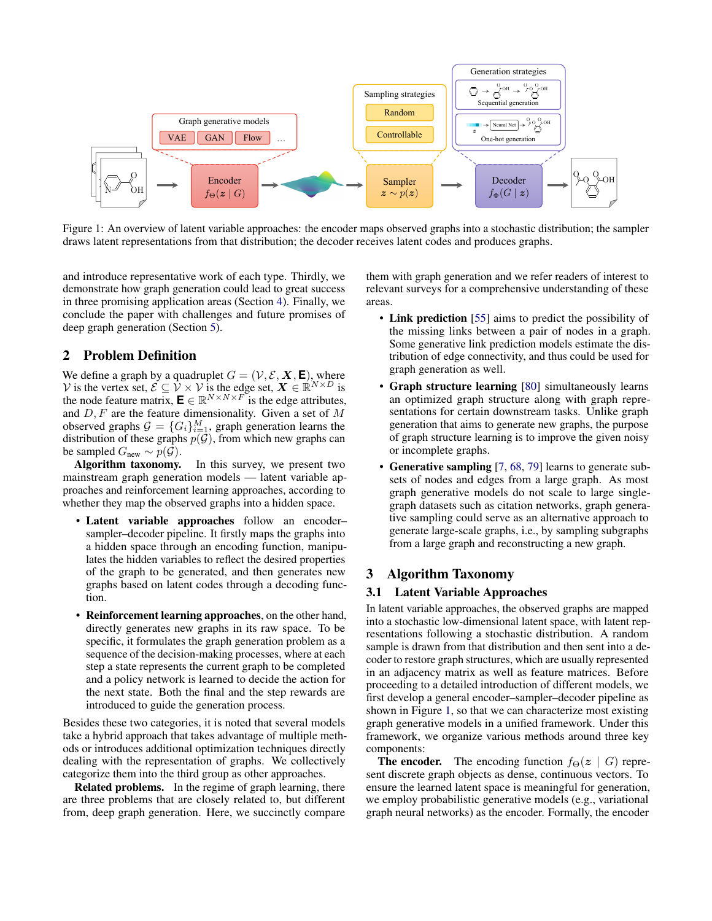Figure 1: An overview of latent variable approaches: the encoder maps observed graphs into a stochastic distribution; the sampler draws latent representations from that distribution; the decoder receives latent codes and produces graphs.

and introduce representative work of each type. Thirdly, we demonstrate how graph generation could lead to great success in three promising application areas (Section 4). Finally, we conclude the paper with challenges and future promises of deep graph generation (Section 5).

## 2 Problem Definition

We define a graph by a quadruplet $G = (\mathcal{V}, \mathcal{E}, \boldsymbol{X}, \mathbf{E})$, where $\mathcal{V}$ is the vertex set, $\mathcal{E} \subseteq \mathcal{V} \times \mathcal{V}$ is the edge set, $\boldsymbol{X} \in \mathbb{R}^{N \times D}$ is the node feature matrix, $\mathbf{E} \in \mathbb{R}^{N \times N \times F}$ is the edge attributes, and $D, F$ are the feature dimensionality. Given a set of $M$ observed graphs $\mathcal{G} = \{G_i\}_{i=1}^{M}$, graph generation learns the distribution of these graphs $p(\mathcal{G})$, from which new graphs can be sampled $G_{\text{new}} \sim p(\mathcal{G})$.

**Algorithm taxonomy.** In this survey, we present two mainstream graph generation models — latent variable approaches and reinforcement learning approaches, according to whether they map the observed graphs into a hidden space.

- **Latent variable approaches** follow an encoder–sampler–decoder pipeline. It firstly maps the graphs into a hidden space through an encoding function, manipulates the hidden variables to reflect the desired properties of the graph to be generated, and then generates new graphs based on latent codes through a decoding function.
- **Reinforcement learning approaches**, on the other hand, directly generates new graphs in its raw space. To be specific, it formulates the graph generation problem as a sequence of the decision-making processes, where at each step a state represents the current graph to be completed and a policy network is learned to decide the action for the next state. Both the final and the step rewards are introduced to guide the generation process.

Besides these two categories, it is noted that several models take a hybrid approach that takes advantage of multiple methods or introduces additional optimization techniques directly dealing with the representation of graphs. We collectively categorize them into the third group as other approaches.

**Related problems.** In the regime of graph learning, there are three problems that are closely related to, but different from, deep graph generation. Here, we succinctly compare them with graph generation and we refer readers of interest to relevant surveys for a comprehensive understanding of these areas.

- **Link prediction** [55] aims to predict the possibility of the missing links between a pair of nodes in a graph. Some generative link prediction models estimate the distribution of edge connectivity, and thus could be used for graph generation as well.
- **Graph structure learning** [80] simultaneously learns an optimized graph structure along with graph representations for certain downstream tasks. Unlike graph generation that aims to generate new graphs, the purpose of graph structure learning is to improve the given noisy or incomplete graphs.
- **Generative sampling** [7, 68, 79] learns to generate subsets of nodes and edges from a large graph. As most graph generative models do not scale to large single-graph datasets such as citation networks, graph generative sampling could serve as an alternative approach to generate large-scale graphs, i.e., by sampling subgraphs from a large graph and reconstructing a new graph.

## 3 Algorithm Taxonomy

### 3.1 Latent Variable Approaches

In latent variable approaches, the observed graphs are mapped into a stochastic low-dimensional latent space, with latent representations following a stochastic distribution. A random sample is drawn from that distribution and then sent into a decoder to restore graph structures, which are usually represented in an adjacency matrix as well as feature matrices. Before proceeding to a detailed introduction of different models, we first develop a general encoder–sampler–decoder pipeline as shown in Figure 1, so that we can characterize most existing graph generative models in a unified framework. Under this framework, we organize various methods around three key components:

**The encoder.** The encoding function $f_\Theta(\boldsymbol{z} \mid G)$ represent discrete graph objects as dense, continuous vectors. To ensure the learned latent space is meaningful for generation, we employ probabilistic generative models (e.g., variational graph neural networks) as the encoder. Formally, the encoder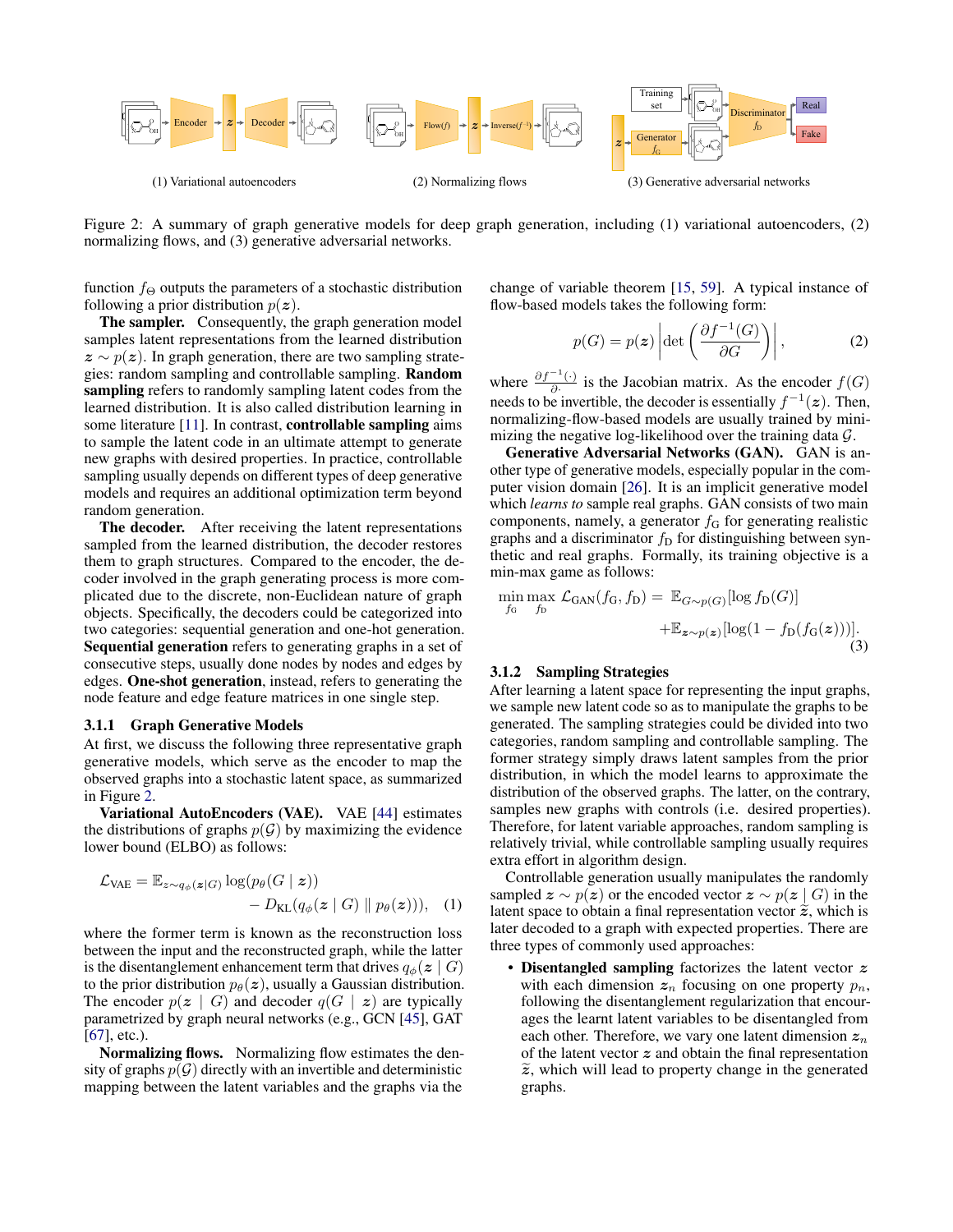(1) Variational autoencoders (2) Normalizing flows (3) Generative adversarial networks

Figure 2: A summary of graph generative models for deep graph generation, including (1) variational autoencoders, (2) normalizing flows, and (3) generative adversarial networks.

function $f_\Theta$ outputs the parameters of a stochastic distribution following a prior distribution $p(\boldsymbol{z})$.

**The sampler.** Consequently, the graph generation model samples latent representations from the learned distribution $\boldsymbol{z} \sim p(\boldsymbol{z})$. In graph generation, there are two sampling strategies: random sampling and controllable sampling. **Random sampling** refers to randomly sampling latent codes from the learned distribution. It is also called distribution learning in some literature [11]. In contrast, **controllable sampling** aims to sample the latent code in an ultimate attempt to generate new graphs with desired properties. In practice, controllable sampling usually depends on different types of deep generative models and requires an additional optimization term beyond random generation.

**The decoder.** After receiving the latent representations sampled from the learned distribution, the decoder restores them to graph structures. Compared to the encoder, the decoder involved in the graph generating process is more complicated due to the discrete, non-Euclidean nature of graph objects. Specifically, the decoders could be categorized into two categories: sequential generation and one-hot generation. **Sequential generation** refers to generating graphs in a set of consecutive steps, usually done nodes by nodes and edges by edges. **One-shot generation**, instead, refers to generating the node feature and edge feature matrices in one single step.

### 3.1.1 Graph Generative Models

At first, we discuss the following three representative graph generative models, which serve as the encoder to map the observed graphs into a stochastic latent space, as summarized in Figure 2.

**Variational AutoEncoders (VAE).** VAE [44] estimates the distributions of graphs $p(\mathcal{G})$ by maximizing the evidence lower bound (ELBO) as follows:

$$\mathcal{L}_{\text{VAE}} = \mathbb{E}_{z \sim q_\phi(\boldsymbol{z}|G)} \log(p_\theta(G \mid \boldsymbol{z})) - D_{\text{KL}}(q_\phi(\boldsymbol{z} \mid G) \parallel p_\theta(\boldsymbol{z}))), \quad (1)$$

where the former term is known as the reconstruction loss between the input and the reconstructed graph, while the latter is the disentanglement enhancement term that drives $q_\phi(\boldsymbol{z} \mid G)$ to the prior distribution $p_\theta(\boldsymbol{z})$, usually a Gaussian distribution. The encoder $p(\boldsymbol{z} \mid G)$ and decoder $q(G \mid \boldsymbol{z})$ are typically parametrized by graph neural networks (e.g., GCN [45], GAT [67], etc.).

**Normalizing flows.** Normalizing flow estimates the density of graphs $p(\mathcal{G})$ directly with an invertible and deterministic mapping between the latent variables and the graphs via the change of variable theorem [15, 59]. A typical instance of flow-based models takes the following form:

$$p(G) = p(\boldsymbol{z}) \left| \det \left( \frac{\partial f^{-1}(G)}{\partial G} \right) \right|, \quad (2)$$

where $\frac{\partial f^{-1}(\cdot)}{\partial \cdot}$ is the Jacobian matrix. As the encoder $f(G)$ needs to be invertible, the decoder is essentially $f^{-1}(\boldsymbol{z})$. Then, normalizing-flow-based models are usually trained by minimizing the negative log-likelihood over the training data $\mathcal{G}$.

**Generative Adversarial Networks (GAN).** GAN is another type of generative models, especially popular in the computer vision domain [26]. It is an implicit generative model which *learns to* sample real graphs. GAN consists of two main components, namely, a generator $f_\text{G}$ for generating realistic graphs and a discriminator $f_\text{D}$ for distinguishing between synthetic and real graphs. Formally, its training objective is a min-max game as follows:

$$\min_{f_\text{G}} \max_{f_\text{D}} \mathcal{L}_{\text{GAN}}(f_\text{G}, f_\text{D}) = \mathbb{E}_{G \sim p(G)}[\log f_\text{D}(G)] + \mathbb{E}_{\boldsymbol{z} \sim p(\boldsymbol{z})}[\log(1 - f_\text{D}(f_\text{G}(\boldsymbol{z})))]. \quad (3)$$

### 3.1.2 Sampling Strategies

After learning a latent space for representing the input graphs, we sample new latent code so as to manipulate the graphs to be generated. The sampling strategies could be divided into two categories, random sampling and controllable sampling. The former strategy simply draws latent samples from the prior distribution, in which the model learns to approximate the distribution of the observed graphs. The latter, on the contrary, samples new graphs with controls (i.e. desired properties). Therefore, for latent variable approaches, random sampling is relatively trivial, while controllable sampling usually requires extra effort in algorithm design.

Controllable generation usually manipulates the randomly sampled $\boldsymbol{z} \sim p(\boldsymbol{z})$ or the encoded vector $\boldsymbol{z} \sim p(\boldsymbol{z} \mid G)$ in the latent space to obtain a final representation vector $\tilde{\boldsymbol{z}}$, which is later decoded to a graph with expected properties. There are three types of commonly used approaches:

- **Disentangled sampling** factorizes the latent vector $\boldsymbol{z}$ with each dimension $\boldsymbol{z}_n$ focusing on one property $p_n$, following the disentanglement regularization that encourages the learnt latent variables to be disentangled from each other. Therefore, we vary one latent dimension $\boldsymbol{z}_n$ of the latent vector $\boldsymbol{z}$ and obtain the final representation $\tilde{\boldsymbol{z}}$, which will lead to property change in the generated graphs.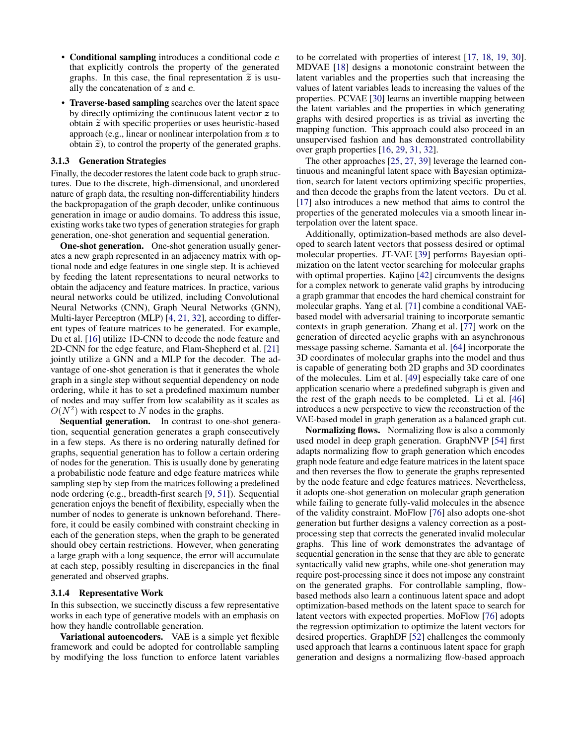- **Conditional sampling** introduces a conditional code $\boldsymbol{c}$ that explicitly controls the property of the generated graphs. In this case, the final representation $\widetilde{\boldsymbol{z}}$ is usually the concatenation of $\boldsymbol{z}$ and $\boldsymbol{c}$.
- **Traverse-based sampling** searches over the latent space by directly optimizing the continuous latent vector $\boldsymbol{z}$ to obtain $\widetilde{\boldsymbol{z}}$ with specific properties or uses heuristic-based approach (e.g., linear or nonlinear interpolation from $\boldsymbol{z}$ to obtain $\widetilde{\boldsymbol{z}}$), to control the property of the generated graphs.

### 3.1.3 Generation Strategies

Finally, the decoder restores the latent code back to graph structures. Due to the discrete, high-dimensional, and unordered nature of graph data, the resulting non-differentiability hinders the backpropagation of the graph decoder, unlike continuous generation in image or audio domains. To address this issue, existing works take two types of generation strategies for graph generation, one-shot generation and sequential generation.

**One-shot generation.** One-shot generation usually generates a new graph represented in an adjacency matrix with optional node and edge features in one single step. It is achieved by feeding the latent representations to neural networks to obtain the adjacency and feature matrices. In practice, various neural networks could be utilized, including Convolutional Neural Networks (CNN), Graph Neural Networks (GNN), Multi-layer Perceptron (MLP) [4, 21, 32], according to different types of feature matrices to be generated. For example, Du et al. [16] utilize 1D-CNN to decode the node feature and 2D-CNN for the edge feature, and Flam-Shepherd et al. [21] jointly utilize a GNN and a MLP for the decoder. The advantage of one-shot generation is that it generates the whole graph in a single step without sequential dependency on node ordering, while it has to set a predefined maximum number of nodes and may suffer from low scalability as it scales as $O(N^2)$ with respect to $N$ nodes in the graphs.

**Sequential generation.** In contrast to one-shot generation, sequential generation generates a graph consecutively in a few steps. As there is no ordering naturally defined for graphs, sequential generation has to follow a certain ordering of nodes for the generation. This is usually done by generating a probabilistic node feature and edge feature matrices while sampling step by step from the matrices following a predefined node ordering (e.g., breadth-first search [9, 51]). Sequential generation enjoys the benefit of flexibility, especially when the number of nodes to generate is unknown beforehand. Therefore, it could be easily combined with constraint checking in each of the generation steps, when the graph to be generated should obey certain restrictions. However, when generating a large graph with a long sequence, the error will accumulate at each step, possibly resulting in discrepancies in the final generated and observed graphs.

### 3.1.4 Representative Work

In this subsection, we succinctly discuss a few representative works in each type of generative models with an emphasis on how they handle controllable generation.

**Variational autoencoders.** VAE is a simple yet flexible framework and could be adopted for controllable sampling by modifying the loss function to enforce latent variables to be correlated with properties of interest [17, 18, 19, 30]. MDVAE [18] designs a monotonic constraint between the latent variables and the properties such that increasing the values of latent variables leads to increasing the values of the properties. PCVAE [30] learns an invertible mapping between the latent variables and the properties in which generating graphs with desired properties is as trivial as inverting the mapping function. This approach could also proceed in an unsupervised fashion and has demonstrated controllability over graph properties [16, 29, 31, 32].

The other approaches [25, 27, 39] leverage the learned continuous and meaningful latent space with Bayesian optimization, search for latent vectors optimizing specific properties, and then decode the graphs from the latent vectors. Du et al. [17] also introduces a new method that aims to control the properties of the generated molecules via a smooth linear interpolation over the latent space.

Additionally, optimization-based methods are also developed to search latent vectors that possess desired or optimal molecular properties. JT-VAE [39] performs Bayesian optimization on the latent vector searching for molecular graphs with optimal properties. Kajino [42] circumvents the designs for a complex network to generate valid graphs by introducing a graph grammar that encodes the hard chemical constraint for molecular graphs. Yang et al. [71] combine a conditional VAE-based model with adversarial training to incorporate semantic contexts in graph generation. Zhang et al. [77] work on the generation of directed acyclic graphs with an asynchronous message passing scheme. Samanta et al. [64] incorporate the 3D coordinates of molecular graphs into the model and thus is capable of generating both 2D graphs and 3D coordinates of the molecules. Lim et al. [49] especially take care of one application scenario where a predefined subgraph is given and the rest of the graph needs to be completed. Li et al. [46] introduces a new perspective to view the reconstruction of the VAE-based model in graph generation as a balanced graph cut.

**Normalizing flows.** Normalizing flow is also a commonly used model in deep graph generation. GraphNVP [54] first adapts normalizing flow to graph generation which encodes graph node feature and edge feature matrices in the latent space and then reverses the flow to generate the graphs represented by the node feature and edge features matrices. Nevertheless, it adopts one-shot generation on molecular graph generation while failing to generate fully-valid molecules in the absence of the validity constraint. MoFlow [76] also adopts one-shot generation but further designs a valency correction as a post-processing step that corrects the generated invalid molecular graphs. This line of work demonstrates the advantage of sequential generation in the sense that they are able to generate syntactically valid new graphs, while one-shot generation may require post-processing since it does not impose any constraint on the generated graphs. For controllable sampling, flow-based methods also learn a continuous latent space and adopt optimization-based methods on the latent space to search for latent vectors with expected properties. MoFlow [76] adopts the regression optimization to optimize the latent vectors for desired properties. GraphDF [52] challenges the commonly used approach that learns a continuous latent space for graph generation and designs a normalizing flow-based approach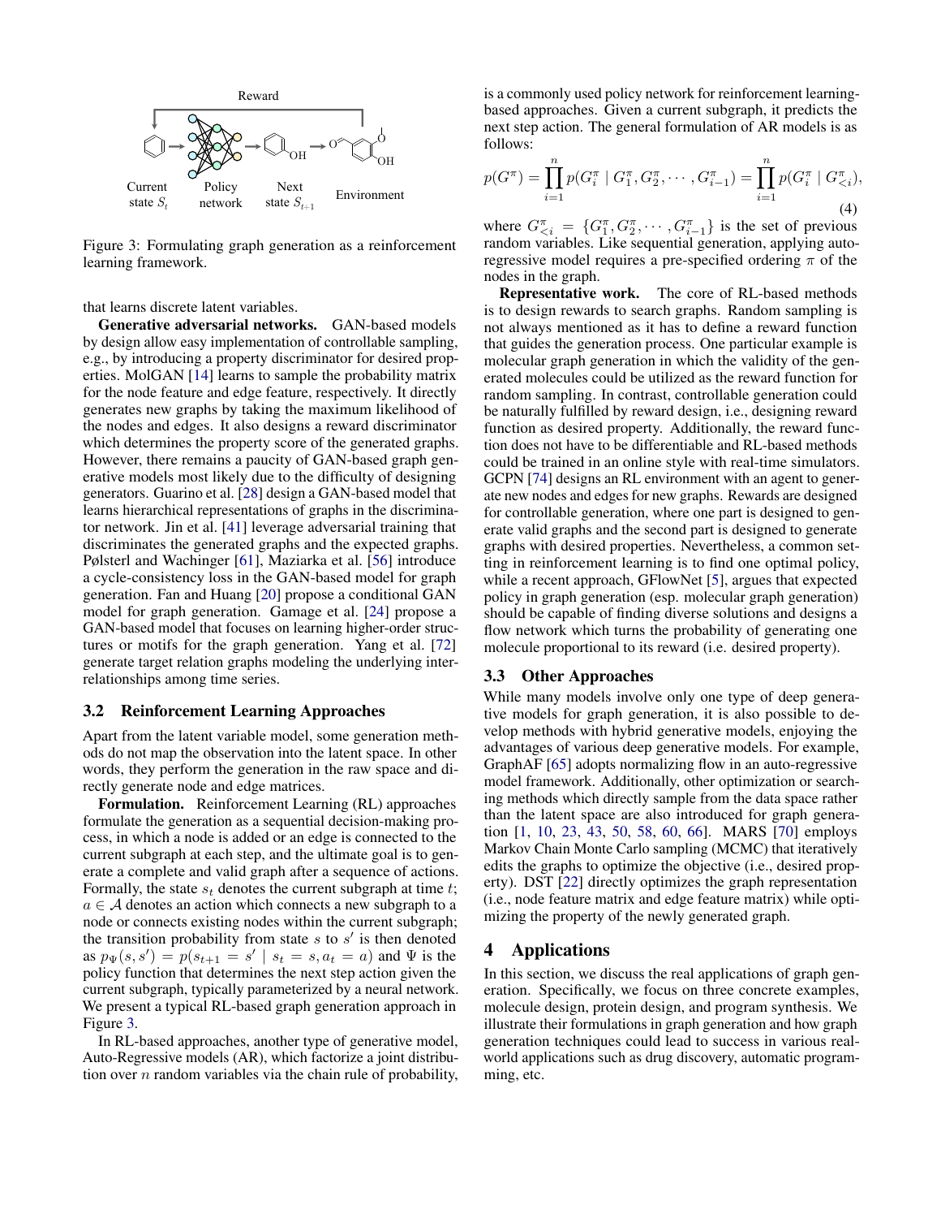Figure 3: Formulating graph generation as a reinforcement learning framework.

that learns discrete latent variables.

**Generative adversarial networks.** GAN-based models by design allow easy implementation of controllable sampling, e.g., by introducing a property discriminator for desired properties. MolGAN [14] learns to sample the probability matrix for the node feature and edge feature, respectively. It directly generates new graphs by taking the maximum likelihood of the nodes and edges. It also designs a reward discriminator which determines the property score of the generated graphs. However, there remains a paucity of GAN-based graph generative models most likely due to the difficulty of designing generators. Guarino et al. [28] design a GAN-based model that learns hierarchical representations of graphs in the discriminator network. Jin et al. [41] leverage adversarial training that discriminates the generated graphs and the expected graphs. Pølsterl and Wachinger [61], Maziarka et al. [56] introduce a cycle-consistency loss in the GAN-based model for graph generation. Fan and Huang [20] propose a conditional GAN model for graph generation. Gamage et al. [24] propose a GAN-based model that focuses on learning higher-order structures or motifs for the graph generation. Yang et al. [72] generate target relation graphs modeling the underlying interrelationships among time series.

### 3.2 Reinforcement Learning Approaches

Apart from the latent variable model, some generation methods do not map the observation into the latent space. In other words, they perform the generation in the raw space and directly generate node and edge matrices.

**Formulation.** Reinforcement Learning (RL) approaches formulate the generation as a sequential decision-making process, in which a node is added or an edge is connected to the current subgraph at each step, and the ultimate goal is to generate a complete and valid graph after a sequence of actions. Formally, the state $s_t$ denotes the current subgraph at time $t$; $a \in \mathcal{A}$ denotes an action which connects a new subgraph to a node or connects existing nodes within the current subgraph; the transition probability from state $s$ to $s'$ is then denoted as $p_\Psi(s, s') = p(s_{t+1} = s' \mid s_t = s, a_t = a)$ and $\Psi$ is the policy function that determines the next step action given the current subgraph, typically parameterized by a neural network. We present a typical RL-based graph generation approach in Figure 3.

In RL-based approaches, another type of generative model, Auto-Regressive models (AR), which factorize a joint distribution over $n$ random variables via the chain rule of probability, is a commonly used policy network for reinforcement learning-based approaches. Given a current subgraph, it predicts the next step action. The general formulation of AR models is as follows:

$$p(G^\pi) = \prod_{i=1}^{n} p(G_i^\pi \mid G_1^\pi, G_2^\pi, \cdots, G_{i-1}^\pi) = \prod_{i=1}^{n} p(G_i^\pi \mid G_{<i}^\pi), \tag{4}$$

where $G_{<i}^\pi = \{G_1^\pi, G_2^\pi, \cdots, G_{i-1}^\pi\}$ is the set of previous random variables. Like sequential generation, applying auto-regressive model requires a pre-specified ordering $\pi$ of the nodes in the graph.

**Representative work.** The core of RL-based methods is to design rewards to search graphs. Random sampling is not always mentioned as it has to define a reward function that guides the generation process. One particular example is molecular graph generation in which the validity of the generated molecules could be utilized as the reward function for random sampling. In contrast, controllable generation could be naturally fulfilled by reward design, i.e., designing reward function as desired property. Additionally, the reward function does not have to be differentiable and RL-based methods could be trained in an online style with real-time simulators. GCPN [74] designs an RL environment with an agent to generate new nodes and edges for new graphs. Rewards are designed for controllable generation, where one part is designed to generate valid graphs and the second part is designed to generate graphs with desired properties. Nevertheless, a common setting in reinforcement learning is to find one optimal policy, while a recent approach, GFlowNet [5], argues that expected policy in graph generation (esp. molecular graph generation) should be capable of finding diverse solutions and designs a flow network which turns the probability of generating one molecule proportional to its reward (i.e. desired property).

### 3.3 Other Approaches

While many models involve only one type of deep generative models for graph generation, it is also possible to develop methods with hybrid generative models, enjoying the advantages of various deep generative models. For example, GraphAF [65] adopts normalizing flow in an auto-regressive model framework. Additionally, other optimization or searching methods which directly sample from the data space rather than the latent space are also introduced for graph generation [1, 10, 23, 43, 50, 58, 60, 66]. MARS [70] employs Markov Chain Monte Carlo sampling (MCMC) that iteratively edits the graphs to optimize the objective (i.e., desired property). DST [22] directly optimizes the graph representation (i.e., node feature matrix and edge feature matrix) while optimizing the property of the newly generated graph.

## 4 Applications

In this section, we discuss the real applications of graph generation. Specifically, we focus on three concrete examples, molecule design, protein design, and program synthesis. We illustrate their formulations in graph generation and how graph generation techniques could lead to success in various real-world applications such as drug discovery, automatic programming, etc.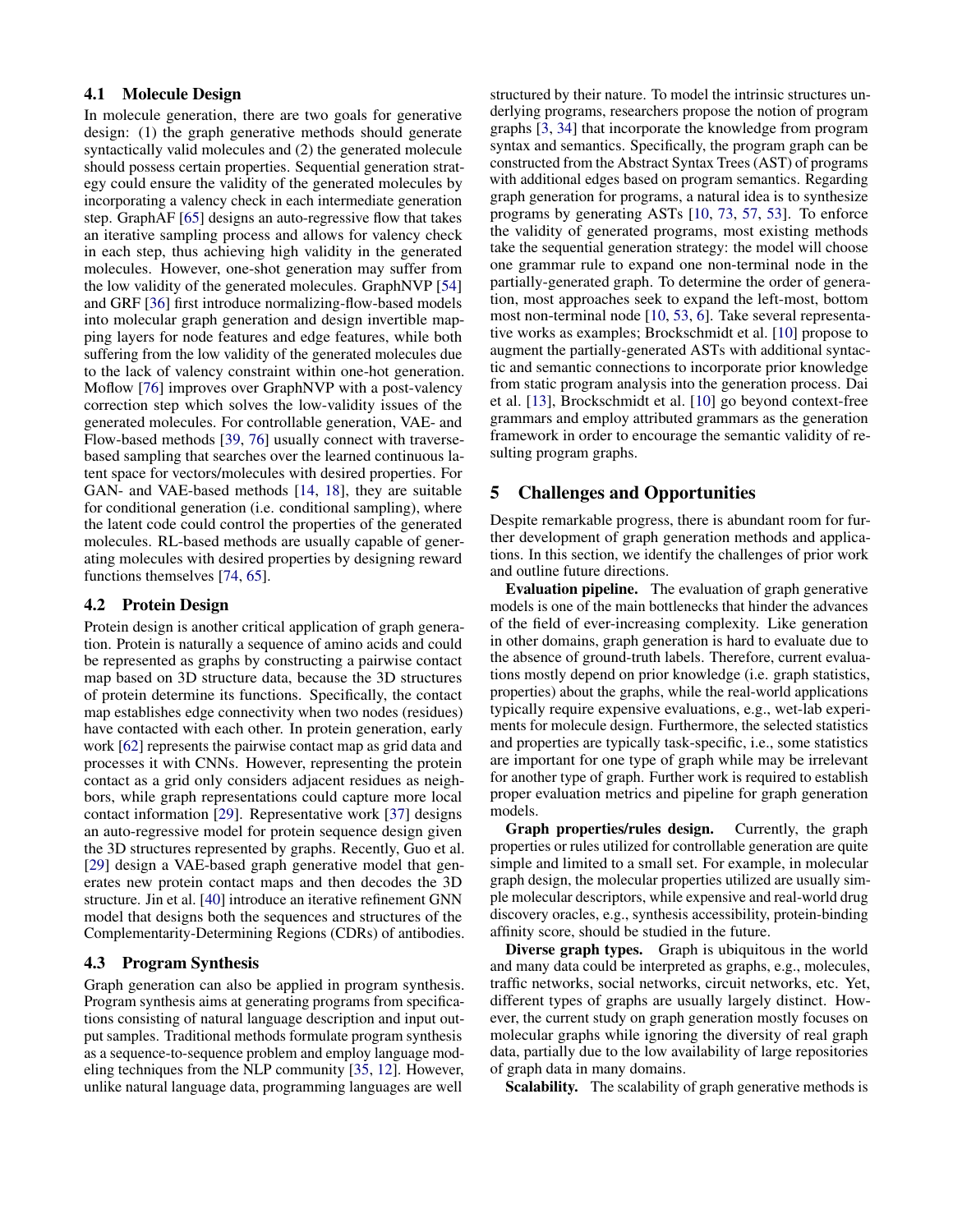### 4.1 Molecule Design

In molecule generation, there are two goals for generative design: (1) the graph generative methods should generate syntactically valid molecules and (2) the generated molecule should possess certain properties. Sequential generation strategy could ensure the validity of the generated molecules by incorporating a valency check in each intermediate generation step. GraphAF [65] designs an auto-regressive flow that takes an iterative sampling process and allows for valency check in each step, thus achieving high validity in the generated molecules. However, one-shot generation may suffer from the low validity of the generated molecules. GraphNVP [54] and GRF [36] first introduce normalizing-flow-based models into molecular graph generation and design invertible mapping layers for node features and edge features, while both suffering from the low validity of the generated molecules due to the lack of valency constraint within one-hot generation. Moflow [76] improves over GraphNVP with a post-valency correction step which solves the low-validity issues of the generated molecules. For controllable generation, VAE- and Flow-based methods [39, 76] usually connect with traverse-based sampling that searches over the learned continuous latent space for vectors/molecules with desired properties. For GAN- and VAE-based methods [14, 18], they are suitable for conditional generation (i.e. conditional sampling), where the latent code could control the properties of the generated molecules. RL-based methods are usually capable of generating molecules with desired properties by designing reward functions themselves [74, 65].

### 4.2 Protein Design

Protein design is another critical application of graph generation. Protein is naturally a sequence of amino acids and could be represented as graphs by constructing a pairwise contact map based on 3D structure data, because the 3D structures of protein determine its functions. Specifically, the contact map establishes edge connectivity when two nodes (residues) have contacted with each other. In protein generation, early work [62] represents the pairwise contact map as grid data and processes it with CNNs. However, representing the protein contact as a grid only considers adjacent residues as neighbors, while graph representations could capture more local contact information [29]. Representative work [37] designs an auto-regressive model for protein sequence design given the 3D structures represented by graphs. Recently, Guo et al. [29] design a VAE-based graph generative model that generates new protein contact maps and then decodes the 3D structure. Jin et al. [40] introduce an iterative refinement GNN model that designs both the sequences and structures of the Complementarity-Determining Regions (CDRs) of antibodies.

### 4.3 Program Synthesis

Graph generation can also be applied in program synthesis. Program synthesis aims at generating programs from specifications consisting of natural language description and input output samples. Traditional methods formulate program synthesis as a sequence-to-sequence problem and employ language modeling techniques from the NLP community [35, 12]. However, unlike natural language data, programming languages are well structured by their nature. To model the intrinsic structures underlying programs, researchers propose the notion of program graphs [3, 34] that incorporate the knowledge from program syntax and semantics. Specifically, the program graph can be constructed from the Abstract Syntax Trees (AST) of programs with additional edges based on program semantics. Regarding graph generation for programs, a natural idea is to synthesize programs by generating ASTs [10, 73, 57, 53]. To enforce the validity of generated programs, most existing methods take the sequential generation strategy: the model will choose one grammar rule to expand one non-terminal node in the partially-generated graph. To determine the order of generation, most approaches seek to expand the left-most, bottom most non-terminal node [10, 53, 6]. Take several representative works as examples; Brockschmidt et al. [10] propose to augment the partially-generated ASTs with additional syntactic and semantic connections to incorporate prior knowledge from static program analysis into the generation process. Dai et al. [13], Brockschmidt et al. [10] go beyond context-free grammars and employ attributed grammars as the generation framework in order to encourage the semantic validity of resulting program graphs.

## 5 Challenges and Opportunities

Despite remarkable progress, there is abundant room for further development of graph generation methods and applications. In this section, we identify the challenges of prior work and outline future directions.

**Evaluation pipeline.** The evaluation of graph generative models is one of the main bottlenecks that hinder the advances of the field of ever-increasing complexity. Like generation in other domains, graph generation is hard to evaluate due to the absence of ground-truth labels. Therefore, current evaluations mostly depend on prior knowledge (i.e. graph statistics, properties) about the graphs, while the real-world applications typically require expensive evaluations, e.g., wet-lab experiments for molecule design. Furthermore, the selected statistics and properties are typically task-specific, i.e., some statistics are important for one type of graph while may be irrelevant for another type of graph. Further work is required to establish proper evaluation metrics and pipeline for graph generation models.

**Graph properties/rules design.** Currently, the graph properties or rules utilized for controllable generation are quite simple and limited to a small set. For example, in molecular graph design, the molecular properties utilized are usually simple molecular descriptors, while expensive and real-world drug discovery oracles, e.g., synthesis accessibility, protein-binding affinity score, should be studied in the future.

**Diverse graph types.** Graph is ubiquitous in the world and many data could be interpreted as graphs, e.g., molecules, traffic networks, social networks, circuit networks, etc. Yet, different types of graphs are usually largely distinct. However, the current study on graph generation mostly focuses on molecular graphs while ignoring the diversity of real graph data, partially due to the low availability of large repositories of graph data in many domains.

**Scalability.** The scalability of graph generative methods is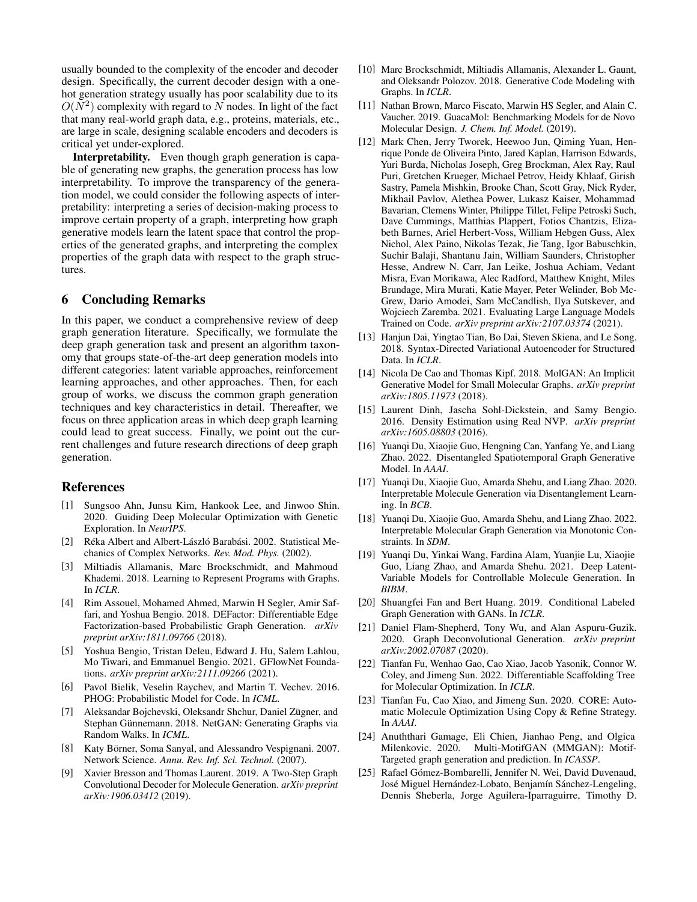usually bounded to the complexity of the encoder and decoder design. Specifically, the current decoder design with a one-hot generation strategy usually has poor scalability due to its $O(N^2)$ complexity with regard to $N$ nodes. In light of the fact that many real-world graph data, e.g., proteins, materials, etc., are large in scale, designing scalable encoders and decoders is critical yet under-explored.

**Interpretability.** Even though graph generation is capable of generating new graphs, the generation process has low interpretability. To improve the transparency of the generation model, we could consider the following aspects of interpretability: interpreting a series of decision-making process to improve certain property of a graph, interpreting how graph generative models learn the latent space that control the properties of the generated graphs, and interpreting the complex properties of the graph data with respect to the graph structures.

## 6 Concluding Remarks

In this paper, we conduct a comprehensive review of deep graph generation literature. Specifically, we formulate the deep graph generation task and present an algorithm taxonomy that groups state-of-the-art deep generation models into different categories: latent variable approaches, reinforcement learning approaches, and other approaches. Then, for each group of works, we discuss the common graph generation techniques and key characteristics in detail. Thereafter, we focus on three application areas in which deep graph learning could lead to great success. Finally, we point out the current challenges and future research directions of deep graph generation.

## References

[1] Sungsoo Ahn, Junsu Kim, Hankook Lee, and Jinwoo Shin. 2020. Guiding Deep Molecular Optimization with Genetic Exploration. In *NeurIPS*.

[2] Réka Albert and Albert-László Barabási. 2002. Statistical Mechanics of Complex Networks. *Rev. Mod. Phys.* (2002).

[3] Miltiadis Allamanis, Marc Brockschmidt, and Mahmoud Khademi. 2018. Learning to Represent Programs with Graphs. In *ICLR*.

[4] Rim Assouel, Mohamed Ahmed, Marwin H Segler, Amir Saffari, and Yoshua Bengio. 2018. DEFactor: Differentiable Edge Factorization-based Probabilistic Graph Generation. *arXiv preprint arXiv:1811.09766* (2018).

[5] Yoshua Bengio, Tristan Deleu, Edward J. Hu, Salem Lahlou, Mo Tiwari, and Emmanuel Bengio. 2021. GFlowNet Foundations. *arXiv preprint arXiv:2111.09266* (2021).

[6] Pavol Bielik, Veselin Raychev, and Martin T. Vechev. 2016. PHOG: Probabilistic Model for Code. In *ICML*.

[7] Aleksandar Bojchevski, Oleksandr Shchur, Daniel Zügner, and Stephan Günnemann. 2018. NetGAN: Generating Graphs via Random Walks. In *ICML*.

[8] Katy Börner, Soma Sanyal, and Alessandro Vespignani. 2007. Network Science. *Annu. Rev. Inf. Sci. Technol.* (2007).

[9] Xavier Bresson and Thomas Laurent. 2019. A Two-Step Graph Convolutional Decoder for Molecule Generation. *arXiv preprint arXiv:1906.03412* (2019).

[10] Marc Brockschmidt, Miltiadis Allamanis, Alexander L. Gaunt, and Oleksandr Polozov. 2018. Generative Code Modeling with Graphs. In *ICLR*.

[11] Nathan Brown, Marco Fiscato, Marwin HS Segler, and Alain C. Vaucher. 2019. GuacaMol: Benchmarking Models for de Novo Molecular Design. *J. Chem. Inf. Model.* (2019).

[12] Mark Chen, Jerry Tworek, Heewoo Jun, Qiming Yuan, Henrique Ponde de Oliveira Pinto, Jared Kaplan, Harrison Edwards, Yuri Burda, Nicholas Joseph, Greg Brockman, Alex Ray, Raul Puri, Gretchen Krueger, Michael Petrov, Heidy Khlaaf, Girish Sastry, Pamela Mishkin, Brooke Chan, Scott Gray, Nick Ryder, Mikhail Pavlov, Alethea Power, Lukasz Kaiser, Mohammad Bavarian, Clemens Winter, Philippe Tillet, Felipe Petroski Such, Dave Cummings, Matthias Plappert, Fotios Chantzis, Elizabeth Barnes, Ariel Herbert-Voss, William Hebgen Guss, Alex Nichol, Alex Paino, Nikolas Tezak, Jie Tang, Igor Babuschkin, Suchir Balaji, Shantanu Jain, William Saunders, Christopher Hesse, Andrew N. Carr, Jan Leike, Joshua Achiam, Vedant Misra, Evan Morikawa, Alec Radford, Matthew Knight, Miles Brundage, Mira Murati, Katie Mayer, Peter Welinder, Bob McGrew, Dario Amodei, Sam McCandlish, Ilya Sutskever, and Wojciech Zaremba. 2021. Evaluating Large Language Models Trained on Code. *arXiv preprint arXiv:2107.03374* (2021).

[13] Hanjun Dai, Yingtao Tian, Bo Dai, Steven Skiena, and Le Song. 2018. Syntax-Directed Variational Autoencoder for Structured Data. In *ICLR*.

[14] Nicola De Cao and Thomas Kipf. 2018. MolGAN: An Implicit Generative Model for Small Molecular Graphs. *arXiv preprint arXiv:1805.11973* (2018).

[15] Laurent Dinh, Jascha Sohl-Dickstein, and Samy Bengio. 2016. Density Estimation using Real NVP. *arXiv preprint arXiv:1605.08803* (2016).

[16] Yuanqi Du, Xiaojie Guo, Hengning Can, Yanfang Ye, and Liang Zhao. 2022. Disentangled Spatiotemporal Graph Generative Model. In *AAAI*.

[17] Yuanqi Du, Xiaojie Guo, Amarda Shehu, and Liang Zhao. 2020. Interpretable Molecule Generation via Disentanglement Learning. In *BCB*.

[18] Yuanqi Du, Xiaojie Guo, Amarda Shehu, and Liang Zhao. 2022. Interpretable Molecular Graph Generation via Monotonic Constraints. In *SDM*.

[19] Yuanqi Du, Yinkai Wang, Fardina Alam, Yuanjie Lu, Xiaojie Guo, Liang Zhao, and Amarda Shehu. 2021. Deep Latent-Variable Models for Controllable Molecule Generation. In *BIBM*.

[20] Shuangfei Fan and Bert Huang. 2019. Conditional Labeled Graph Generation with GANs. In *ICLR*.

[21] Daniel Flam-Shepherd, Tony Wu, and Alan Aspuru-Guzik. 2020. Graph Deconvolutional Generation. *arXiv preprint arXiv:2002.07087* (2020).

[22] Tianfan Fu, Wenhao Gao, Cao Xiao, Jacob Yasonik, Connor W. Coley, and Jimeng Sun. 2022. Differentiable Scaffolding Tree for Molecular Optimization. In *ICLR*.

[23] Tianfan Fu, Cao Xiao, and Jimeng Sun. 2020. CORE: Automatic Molecule Optimization Using Copy & Refine Strategy. In *AAAI*.

[24] Anuththari Gamage, Eli Chien, Jianhao Peng, and Olgica Milenkovic. 2020. Multi-MotifGAN (MMGAN): Motif-Targeted graph generation and prediction. In *ICASSP*.

[25] Rafael Gómez-Bombarelli, Jennifer N. Wei, David Duvenaud, José Miguel Hernández-Lobato, Benjamín Sánchez-Lengeling, Dennis Sheberla, Jorge Aguilera-Iparraguirre, Timothy D.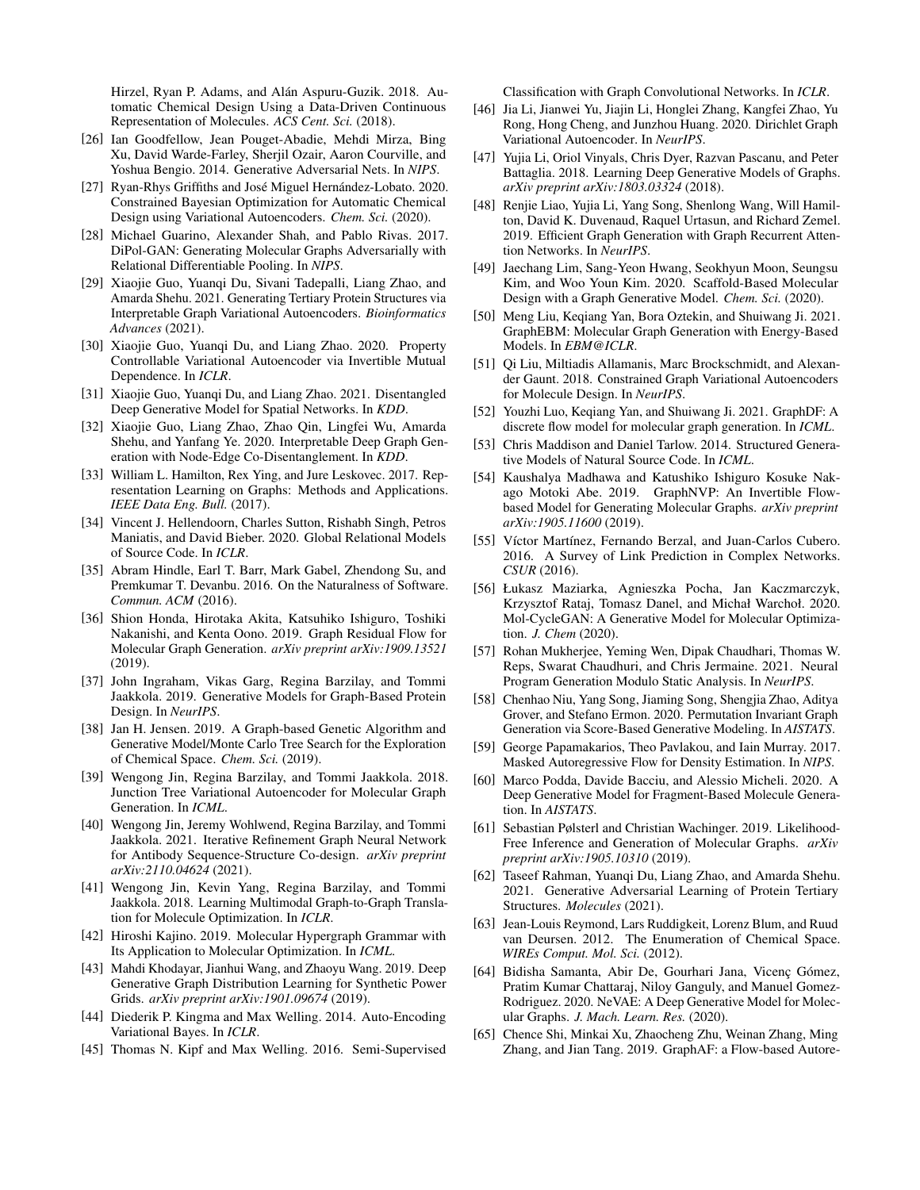Hirzel, Ryan P. Adams, and Alán Aspuru-Guzik. 2018. Automatic Chemical Design Using a Data-Driven Continuous Representation of Molecules. *ACS Cent. Sci.* (2018).

[26] Ian Goodfellow, Jean Pouget-Abadie, Mehdi Mirza, Bing Xu, David Warde-Farley, Sherjil Ozair, Aaron Courville, and Yoshua Bengio. 2014. Generative Adversarial Nets. In *NIPS*.

[27] Ryan-Rhys Griffiths and José Miguel Hernández-Lobato. 2020. Constrained Bayesian Optimization for Automatic Chemical Design using Variational Autoencoders. *Chem. Sci.* (2020).

[28] Michael Guarino, Alexander Shah, and Pablo Rivas. 2017. DiPol-GAN: Generating Molecular Graphs Adversarially with Relational Differentiable Pooling. In *NIPS*.

[29] Xiaojie Guo, Yuanqi Du, Sivani Tadepalli, Liang Zhao, and Amarda Shehu. 2021. Generating Tertiary Protein Structures via Interpretable Graph Variational Autoencoders. *Bioinformatics Advances* (2021).

[30] Xiaojie Guo, Yuanqi Du, and Liang Zhao. 2020. Property Controllable Variational Autoencoder via Invertible Mutual Dependence. In *ICLR*.

[31] Xiaojie Guo, Yuanqi Du, and Liang Zhao. 2021. Disentangled Deep Generative Model for Spatial Networks. In *KDD*.

[32] Xiaojie Guo, Liang Zhao, Zhao Qin, Lingfei Wu, Amarda Shehu, and Yanfang Ye. 2020. Interpretable Deep Graph Generation with Node-Edge Co-Disentanglement. In *KDD*.

[33] William L. Hamilton, Rex Ying, and Jure Leskovec. 2017. Representation Learning on Graphs: Methods and Applications. *IEEE Data Eng. Bull.* (2017).

[34] Vincent J. Hellendoorn, Charles Sutton, Rishabh Singh, Petros Maniatis, and David Bieber. 2020. Global Relational Models of Source Code. In *ICLR*.

[35] Abram Hindle, Earl T. Barr, Mark Gabel, Zhendong Su, and Premkumar T. Devanbu. 2016. On the Naturalness of Software. *Commun. ACM* (2016).

[36] Shion Honda, Hirotaka Akita, Katsuhiko Ishiguro, Toshiki Nakanishi, and Kenta Oono. 2019. Graph Residual Flow for Molecular Graph Generation. *arXiv preprint arXiv:1909.13521* (2019).

[37] John Ingraham, Vikas Garg, Regina Barzilay, and Tommi Jaakkola. 2019. Generative Models for Graph-Based Protein Design. In *NeurIPS*.

[38] Jan H. Jensen. 2019. A Graph-based Genetic Algorithm and Generative Model/Monte Carlo Tree Search for the Exploration of Chemical Space. *Chem. Sci.* (2019).

[39] Wengong Jin, Regina Barzilay, and Tommi Jaakkola. 2018. Junction Tree Variational Autoencoder for Molecular Graph Generation. In *ICML*.

[40] Wengong Jin, Jeremy Wohlwend, Regina Barzilay, and Tommi Jaakkola. 2021. Iterative Refinement Graph Neural Network for Antibody Sequence-Structure Co-design. *arXiv preprint arXiv:2110.04624* (2021).

[41] Wengong Jin, Kevin Yang, Regina Barzilay, and Tommi Jaakkola. 2018. Learning Multimodal Graph-to-Graph Translation for Molecule Optimization. In *ICLR*.

[42] Hiroshi Kajino. 2019. Molecular Hypergraph Grammar with Its Application to Molecular Optimization. In *ICML*.

[43] Mahdi Khodayar, Jianhui Wang, and Zhaoyu Wang. 2019. Deep Generative Graph Distribution Learning for Synthetic Power Grids. *arXiv preprint arXiv:1901.09674* (2019).

[44] Diederik P. Kingma and Max Welling. 2014. Auto-Encoding Variational Bayes. In *ICLR*.

[45] Thomas N. Kipf and Max Welling. 2016. Semi-Supervised Classification with Graph Convolutional Networks. In *ICLR*.

[46] Jia Li, Jianwei Yu, Jiajin Li, Honglei Zhang, Kangfei Zhao, Yu Rong, Hong Cheng, and Junzhou Huang. 2020. Dirichlet Graph Variational Autoencoder. In *NeurIPS*.

[47] Yujia Li, Oriol Vinyals, Chris Dyer, Razvan Pascanu, and Peter Battaglia. 2018. Learning Deep Generative Models of Graphs. *arXiv preprint arXiv:1803.03324* (2018).

[48] Renjie Liao, Yujia Li, Yang Song, Shenlong Wang, Will Hamilton, David K. Duvenaud, Raquel Urtasun, and Richard Zemel. 2019. Efficient Graph Generation with Graph Recurrent Attention Networks. In *NeurIPS*.

[49] Jaechang Lim, Sang-Yeon Hwang, Seokhyun Moon, Seungsu Kim, and Woo Youn Kim. 2020. Scaffold-Based Molecular Design with a Graph Generative Model. *Chem. Sci.* (2020).

[50] Meng Liu, Keqiang Yan, Bora Oztekin, and Shuiwang Ji. 2021. GraphEBM: Molecular Graph Generation with Energy-Based Models. In *EBM@ICLR*.

[51] Qi Liu, Miltiadis Allamanis, Marc Brockschmidt, and Alexander Gaunt. 2018. Constrained Graph Variational Autoencoders for Molecule Design. In *NeurIPS*.

[52] Youzhi Luo, Keqiang Yan, and Shuiwang Ji. 2021. GraphDF: A discrete flow model for molecular graph generation. In *ICML*.

[53] Chris Maddison and Daniel Tarlow. 2014. Structured Generative Models of Natural Source Code. In *ICML*.

[54] Kaushalya Madhawa and Katushiko Ishiguro Kosuke Nakago Motoki Abe. 2019. GraphNVP: An Invertible Flow-based Model for Generating Molecular Graphs. *arXiv preprint arXiv:1905.11600* (2019).

[55] Víctor Martínez, Fernando Berzal, and Juan-Carlos Cubero. 2016. A Survey of Link Prediction in Complex Networks. *CSUR* (2016).

[56] Łukasz Maziarka, Agnieszka Pocha, Jan Kaczmarczyk, Krzysztof Rataj, Tomasz Danel, and Michał Warchoł. 2020. Mol-CycleGAN: A Generative Model for Molecular Optimization. *J. Chem* (2020).

[57] Rohan Mukherjee, Yeming Wen, Dipak Chaudhari, Thomas W. Reps, Swarat Chaudhuri, and Chris Jermaine. 2021. Neural Program Generation Modulo Static Analysis. In *NeurIPS*.

[58] Chenhao Niu, Yang Song, Jiaming Song, Shengjia Zhao, Aditya Grover, and Stefano Ermon. 2020. Permutation Invariant Graph Generation via Score-Based Generative Modeling. In *AISTATS*.

[59] George Papamakarios, Theo Pavlakou, and Iain Murray. 2017. Masked Autoregressive Flow for Density Estimation. In *NIPS*.

[60] Marco Podda, Davide Bacciu, and Alessio Micheli. 2020. A Deep Generative Model for Fragment-Based Molecule Generation. In *AISTATS*.

[61] Sebastian Pølsterl and Christian Wachinger. 2019. Likelihood-Free Inference and Generation of Molecular Graphs. *arXiv preprint arXiv:1905.10310* (2019).

[62] Taseef Rahman, Yuanqi Du, Liang Zhao, and Amarda Shehu. 2021. Generative Adversarial Learning of Protein Tertiary Structures. *Molecules* (2021).

[63] Jean-Louis Reymond, Lars Ruddigkeit, Lorenz Blum, and Ruud van Deursen. 2012. The Enumeration of Chemical Space. *WIREs Comput. Mol. Sci.* (2012).

[64] Bidisha Samanta, Abir De, Gourhari Jana, Vicenç Gómez, Pratim Kumar Chattaraj, Niloy Ganguly, and Manuel Gomez-Rodriguez. 2020. NeVAE: A Deep Generative Model for Molecular Graphs. *J. Mach. Learn. Res.* (2020).

[65] Chence Shi, Minkai Xu, Zhaocheng Zhu, Weinan Zhang, Ming Zhang, and Jian Tang. 2019. GraphAF: a Flow-based Autore-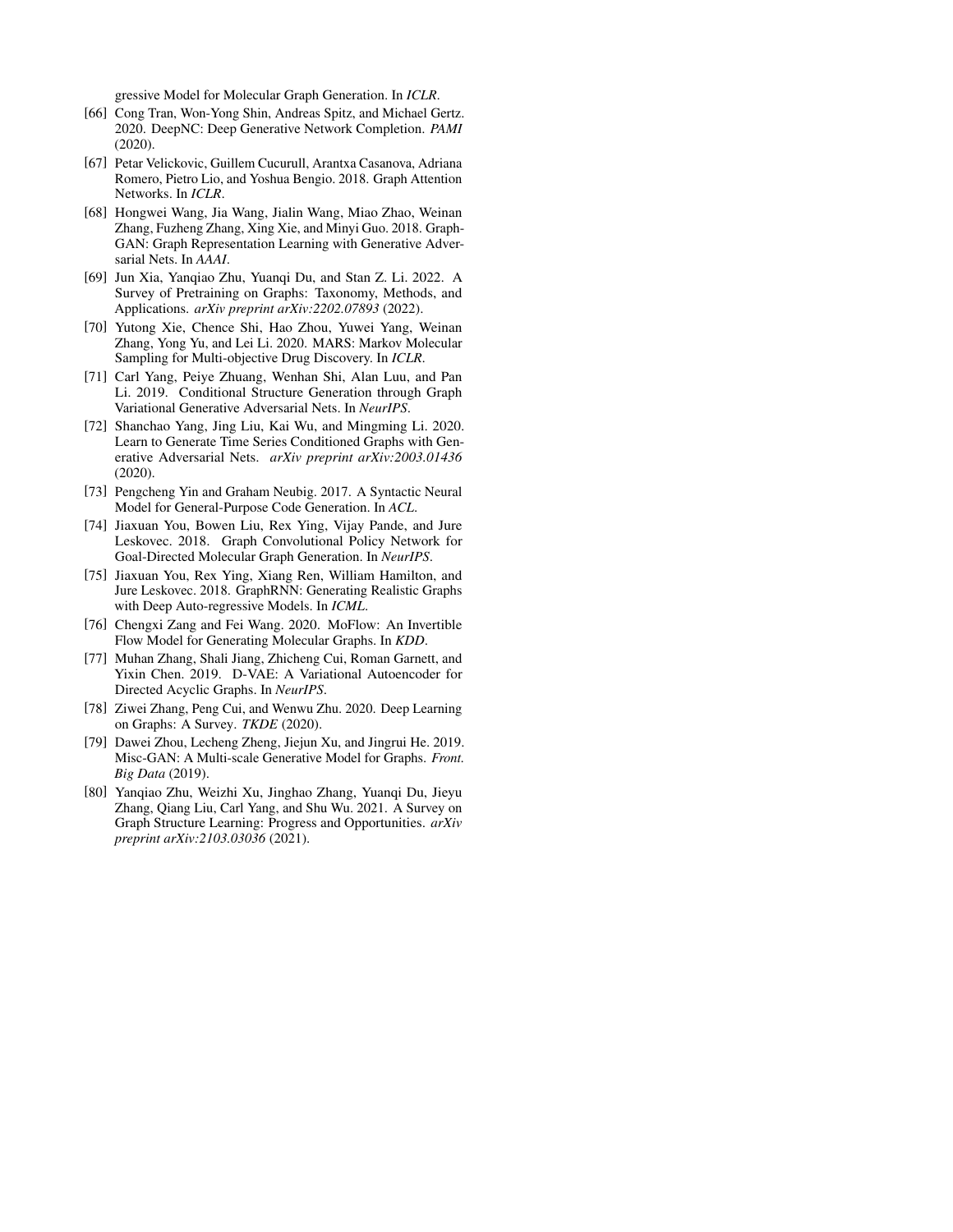gressive Model for Molecular Graph Generation. In *ICLR*.

[66] Cong Tran, Won-Yong Shin, Andreas Spitz, and Michael Gertz. 2020. DeepNC: Deep Generative Network Completion. *PAMI* (2020).

[67] Petar Velickovic, Guillem Cucurull, Arantxa Casanova, Adriana Romero, Pietro Lio, and Yoshua Bengio. 2018. Graph Attention Networks. In *ICLR*.

[68] Hongwei Wang, Jia Wang, Jialin Wang, Miao Zhao, Weinan Zhang, Fuzheng Zhang, Xing Xie, and Minyi Guo. 2018. GraphGAN: Graph Representation Learning with Generative Adversarial Nets. In *AAAI*.

[69] Jun Xia, Yanqiao Zhu, Yuanqi Du, and Stan Z. Li. 2022. A Survey of Pretraining on Graphs: Taxonomy, Methods, and Applications. *arXiv preprint arXiv:2202.07893* (2022).

[70] Yutong Xie, Chence Shi, Hao Zhou, Yuwei Yang, Weinan Zhang, Yong Yu, and Lei Li. 2020. MARS: Markov Molecular Sampling for Multi-objective Drug Discovery. In *ICLR*.

[71] Carl Yang, Peiye Zhuang, Wenhan Shi, Alan Luu, and Pan Li. 2019. Conditional Structure Generation through Graph Variational Generative Adversarial Nets. In *NeurIPS*.

[72] Shanchao Yang, Jing Liu, Kai Wu, and Mingming Li. 2020. Learn to Generate Time Series Conditioned Graphs with Generative Adversarial Nets. *arXiv preprint arXiv:2003.01436* (2020).

[73] Pengcheng Yin and Graham Neubig. 2017. A Syntactic Neural Model for General-Purpose Code Generation. In *ACL*.

[74] Jiaxuan You, Bowen Liu, Rex Ying, Vijay Pande, and Jure Leskovec. 2018. Graph Convolutional Policy Network for Goal-Directed Molecular Graph Generation. In *NeurIPS*.

[75] Jiaxuan You, Rex Ying, Xiang Ren, William Hamilton, and Jure Leskovec. 2018. GraphRNN: Generating Realistic Graphs with Deep Auto-regressive Models. In *ICML*.

[76] Chengxi Zang and Fei Wang. 2020. MoFlow: An Invertible Flow Model for Generating Molecular Graphs. In *KDD*.

[77] Muhan Zhang, Shali Jiang, Zhicheng Cui, Roman Garnett, and Yixin Chen. 2019. D-VAE: A Variational Autoencoder for Directed Acyclic Graphs. In *NeurIPS*.

[78] Ziwei Zhang, Peng Cui, and Wenwu Zhu. 2020. Deep Learning on Graphs: A Survey. *TKDE* (2020).

[79] Dawei Zhou, Lecheng Zheng, Jiejun Xu, and Jingrui He. 2019. Misc-GAN: A Multi-scale Generative Model for Graphs. *Front. Big Data* (2019).

[80] Yanqiao Zhu, Weizhi Xu, Jinghao Zhang, Yuanqi Du, Jieyu Zhang, Qiang Liu, Carl Yang, and Shu Wu. 2021. A Survey on Graph Structure Learning: Progress and Opportunities. *arXiv preprint arXiv:2103.03036* (2021).